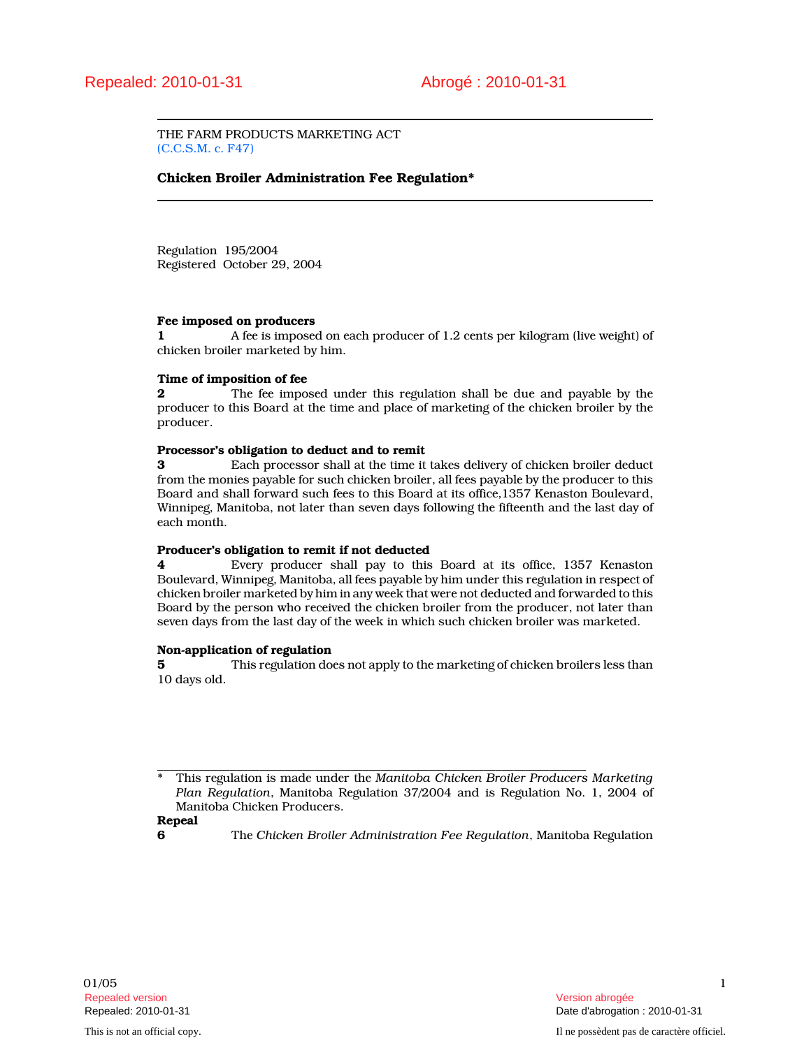Repealed: 2010-01-31 Abrogé : 2010-01-31

THE FARM PRODUCTS MARKETING ACT
(C.C.S.M. c. F47)

**Chicken Broiler Administration Fee Regulation***

Regulation 195/2004
Registered October 29, 2004

**Fee imposed on producers**

**1** A fee is imposed on each producer of 1.2 cents per kilogram (live weight) of chicken broiler marketed by him.

**Time of imposition of fee**

**2** The fee imposed under this regulation shall be due and payable by the producer to this Board at the time and place of marketing of the chicken broiler by the producer.

**Processor's obligation to deduct and to remit**

**3** Each processor shall at the time it takes delivery of chicken broiler deduct from the monies payable for such chicken broiler, all fees payable by the producer to this Board and shall forward such fees to this Board at its office,1357 Kenaston Boulevard, Winnipeg, Manitoba, not later than seven days following the fifteenth and the last day of each month.

**Producer's obligation to remit if not deducted**

**4** Every producer shall pay to this Board at its office, 1357 Kenaston Boulevard, Winnipeg, Manitoba, all fees payable by him under this regulation in respect of chicken broiler marketed by him in any week that were not deducted and forwarded to this Board by the person who received the chicken broiler from the producer, not later than seven days from the last day of the week in which such chicken broiler was marketed.

**Non-application of regulation**

**5** This regulation does not apply to the marketing of chicken broilers less than 10 days old.

**Repeal**

**6** The *Chicken Broiler Administration Fee Regulation*, Manitoba Regulation

---

\* This regulation is made under the *Manitoba Chicken Broiler Producers Marketing Plan Regulation*, Manitoba Regulation 37/2004 and is Regulation No. 1, 2004 of Manitoba Chicken Producers.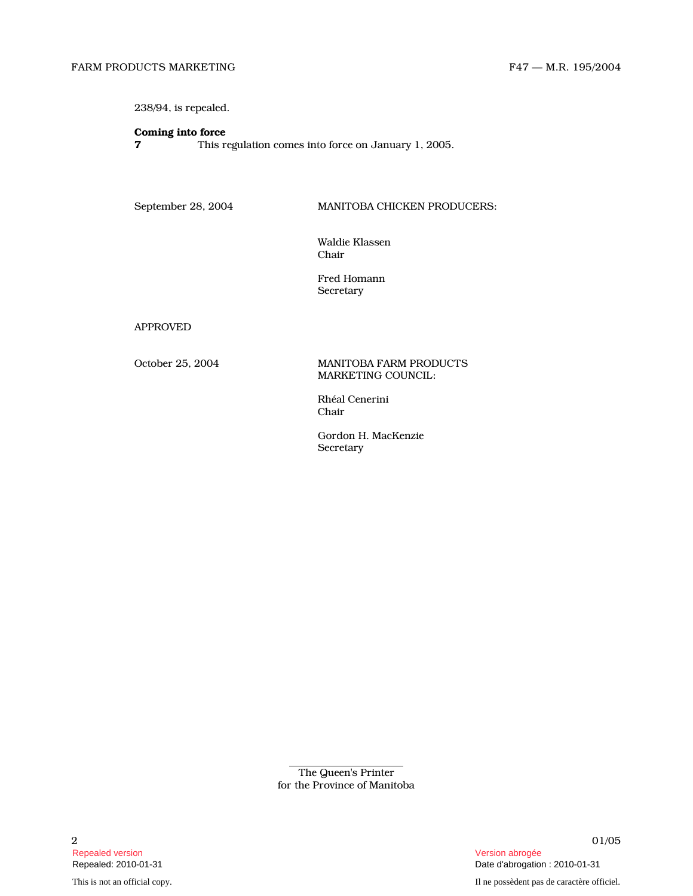238/94, is repealed.

**Coming into force**

**7** This regulation comes into force on January 1, 2005.

September 28, 2004

MANITOBA CHICKEN PRODUCERS:

Waldie Klassen
Chair

Fred Homann
Secretary

APPROVED

October 25, 2004

MANITOBA FARM PRODUCTS MARKETING COUNCIL:

Rhéal Cenerini
Chair

Gordon H. MacKenzie
Secretary

The Queen's Printer
for the Province of Manitoba

Repealed version
Repealed: 2010-01-31

Version abrogée
Date d'abrogation : 2010-01-31

This is not an official copy.

Il ne possèdent pas de caractère officiel.